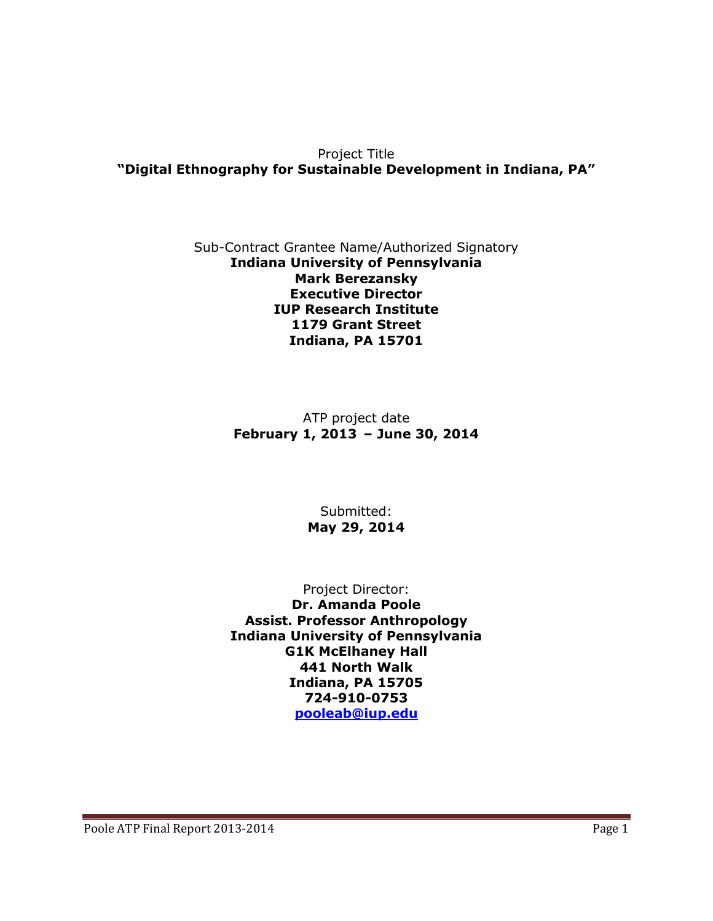Project Title

**"Digital Ethnography for Sustainable Development in Indiana, PA"**

Sub-Contract Grantee Name/Authorized Signatory

**Indiana University of Pennsylvania**
**Mark Berezansky**
**Executive Director**
**IUP Research Institute**
**1179 Grant Street**
**Indiana, PA 15701**

ATP project date

**February 1, 2013 – June 30, 2014**

Submitted:

**May 29, 2014**

Project Director:

**Dr. Amanda Poole**
**Assist. Professor Anthropology**
**Indiana University of Pennsylvania**
**G1K McElhaney Hall**
**441 North Walk**
**Indiana, PA 15705**
**724-910-0753**
**pooleab@iup.edu**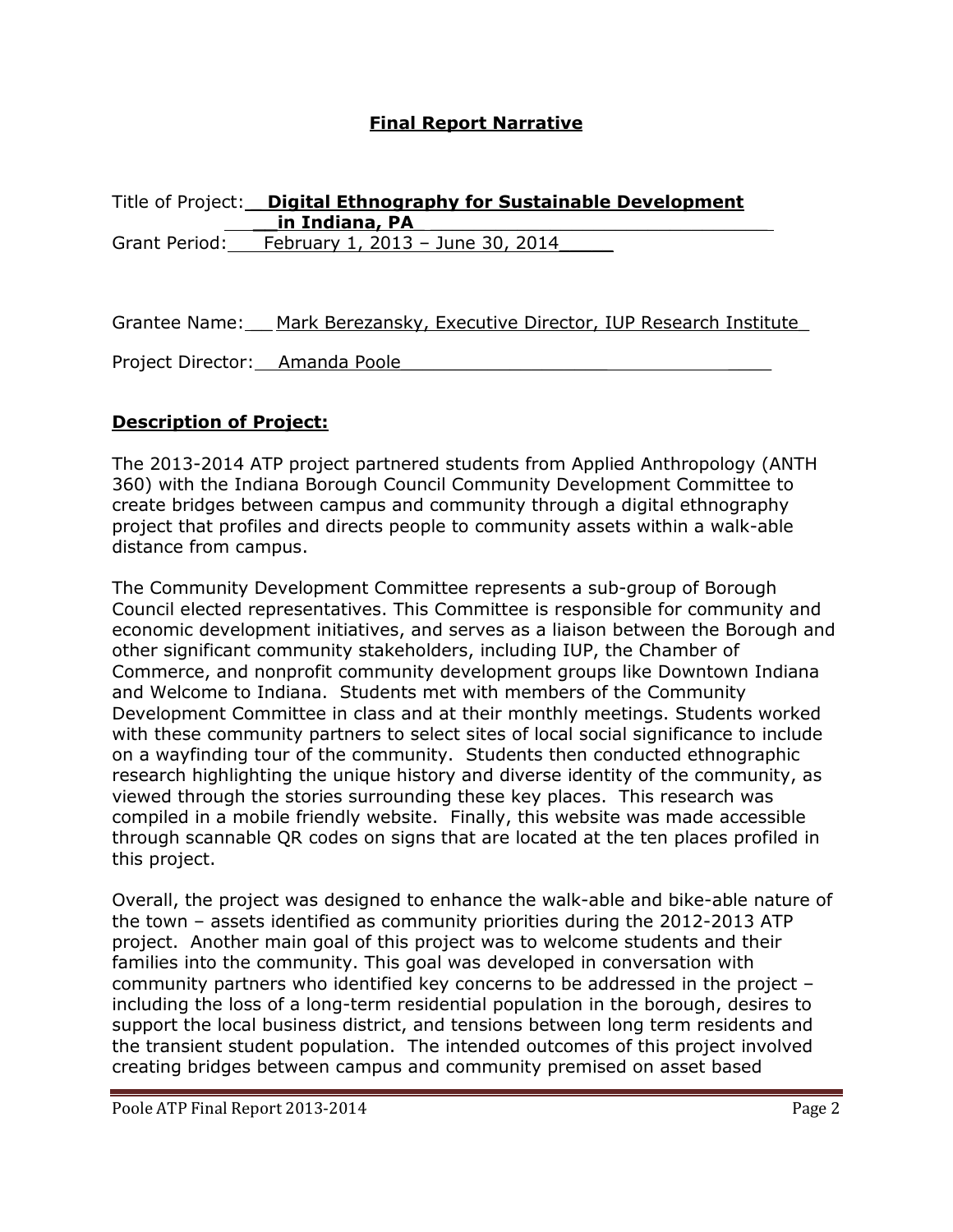## Final Report Narrative

Title of Project: **Digital Ethnography for Sustainable Development in Indiana, PA**

Grant Period: February 1, 2013 – June 30, 2014

Grantee Name: Mark Berezansky, Executive Director, IUP Research Institute

Project Director: Amanda Poole

### Description of Project:

The 2013-2014 ATP project partnered students from Applied Anthropology (ANTH 360) with the Indiana Borough Council Community Development Committee to create bridges between campus and community through a digital ethnography project that profiles and directs people to community assets within a walk-able distance from campus.

The Community Development Committee represents a sub-group of Borough Council elected representatives. This Committee is responsible for community and economic development initiatives, and serves as a liaison between the Borough and other significant community stakeholders, including IUP, the Chamber of Commerce, and nonprofit community development groups like Downtown Indiana and Welcome to Indiana. Students met with members of the Community Development Committee in class and at their monthly meetings. Students worked with these community partners to select sites of local social significance to include on a wayfinding tour of the community. Students then conducted ethnographic research highlighting the unique history and diverse identity of the community, as viewed through the stories surrounding these key places. This research was compiled in a mobile friendly website. Finally, this website was made accessible through scannable QR codes on signs that are located at the ten places profiled in this project.

Overall, the project was designed to enhance the walk-able and bike-able nature of the town – assets identified as community priorities during the 2012-2013 ATP project. Another main goal of this project was to welcome students and their families into the community. This goal was developed in conversation with community partners who identified key concerns to be addressed in the project – including the loss of a long-term residential population in the borough, desires to support the local business district, and tensions between long term residents and the transient student population. The intended outcomes of this project involved creating bridges between campus and community premised on asset based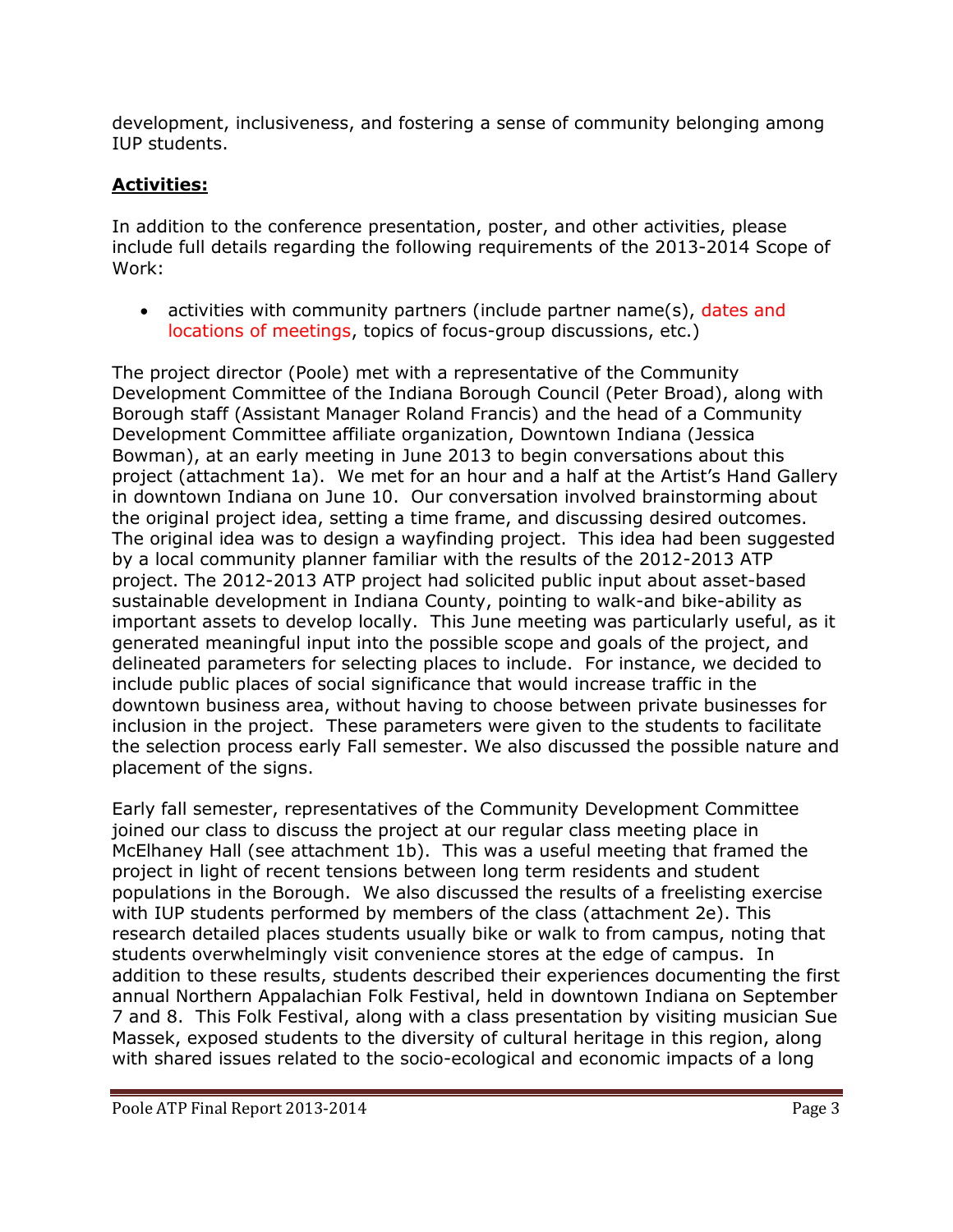development, inclusiveness, and fostering a sense of community belonging among IUP students.

**Activities:**

In addition to the conference presentation, poster, and other activities, please include full details regarding the following requirements of the 2013-2014 Scope of Work:

- activities with community partners (include partner name(s), dates and locations of meetings, topics of focus-group discussions, etc.)

The project director (Poole) met with a representative of the Community Development Committee of the Indiana Borough Council (Peter Broad), along with Borough staff (Assistant Manager Roland Francis) and the head of a Community Development Committee affiliate organization, Downtown Indiana (Jessica Bowman), at an early meeting in June 2013 to begin conversations about this project (attachment 1a). We met for an hour and a half at the Artist's Hand Gallery in downtown Indiana on June 10. Our conversation involved brainstorming about the original project idea, setting a time frame, and discussing desired outcomes. The original idea was to design a wayfinding project. This idea had been suggested by a local community planner familiar with the results of the 2012-2013 ATP project. The 2012-2013 ATP project had solicited public input about asset-based sustainable development in Indiana County, pointing to walk-and bike-ability as important assets to develop locally. This June meeting was particularly useful, as it generated meaningful input into the possible scope and goals of the project, and delineated parameters for selecting places to include. For instance, we decided to include public places of social significance that would increase traffic in the downtown business area, without having to choose between private businesses for inclusion in the project. These parameters were given to the students to facilitate the selection process early Fall semester. We also discussed the possible nature and placement of the signs.

Early fall semester, representatives of the Community Development Committee joined our class to discuss the project at our regular class meeting place in McElhaney Hall (see attachment 1b). This was a useful meeting that framed the project in light of recent tensions between long term residents and student populations in the Borough. We also discussed the results of a freelisting exercise with IUP students performed by members of the class (attachment 2e). This research detailed places students usually bike or walk to from campus, noting that students overwhelmingly visit convenience stores at the edge of campus. In addition to these results, students described their experiences documenting the first annual Northern Appalachian Folk Festival, held in downtown Indiana on September 7 and 8. This Folk Festival, along with a class presentation by visiting musician Sue Massek, exposed students to the diversity of cultural heritage in this region, along with shared issues related to the socio-ecological and economic impacts of a long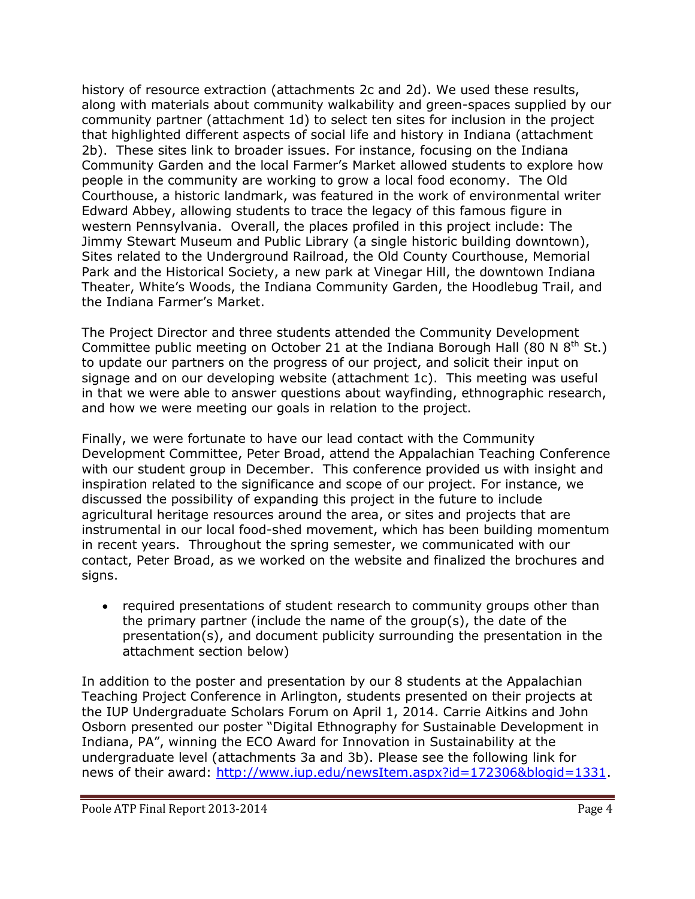history of resource extraction (attachments 2c and 2d). We used these results, along with materials about community walkability and green-spaces supplied by our community partner (attachment 1d) to select ten sites for inclusion in the project that highlighted different aspects of social life and history in Indiana (attachment 2b). These sites link to broader issues. For instance, focusing on the Indiana Community Garden and the local Farmer's Market allowed students to explore how people in the community are working to grow a local food economy. The Old Courthouse, a historic landmark, was featured in the work of environmental writer Edward Abbey, allowing students to trace the legacy of this famous figure in western Pennsylvania. Overall, the places profiled in this project include: The Jimmy Stewart Museum and Public Library (a single historic building downtown), Sites related to the Underground Railroad, the Old County Courthouse, Memorial Park and the Historical Society, a new park at Vinegar Hill, the downtown Indiana Theater, White's Woods, the Indiana Community Garden, the Hoodlebug Trail, and the Indiana Farmer's Market.

The Project Director and three students attended the Community Development Committee public meeting on October 21 at the Indiana Borough Hall (80 N 8th St.) to update our partners on the progress of our project, and solicit their input on signage and on our developing website (attachment 1c). This meeting was useful in that we were able to answer questions about wayfinding, ethnographic research, and how we were meeting our goals in relation to the project.

Finally, we were fortunate to have our lead contact with the Community Development Committee, Peter Broad, attend the Appalachian Teaching Conference with our student group in December. This conference provided us with insight and inspiration related to the significance and scope of our project. For instance, we discussed the possibility of expanding this project in the future to include agricultural heritage resources around the area, or sites and projects that are instrumental in our local food-shed movement, which has been building momentum in recent years. Throughout the spring semester, we communicated with our contact, Peter Broad, as we worked on the website and finalized the brochures and signs.

- required presentations of student research to community groups other than the primary partner (include the name of the group(s), the date of the presentation(s), and document publicity surrounding the presentation in the attachment section below)

In addition to the poster and presentation by our 8 students at the Appalachian Teaching Project Conference in Arlington, students presented on their projects at the IUP Undergraduate Scholars Forum on April 1, 2014. Carrie Aitkins and John Osborn presented our poster "Digital Ethnography for Sustainable Development in Indiana, PA", winning the ECO Award for Innovation in Sustainability at the undergraduate level (attachments 3a and 3b). Please see the following link for news of their award: http://www.iup.edu/newsItem.aspx?id=172306&blogid=1331.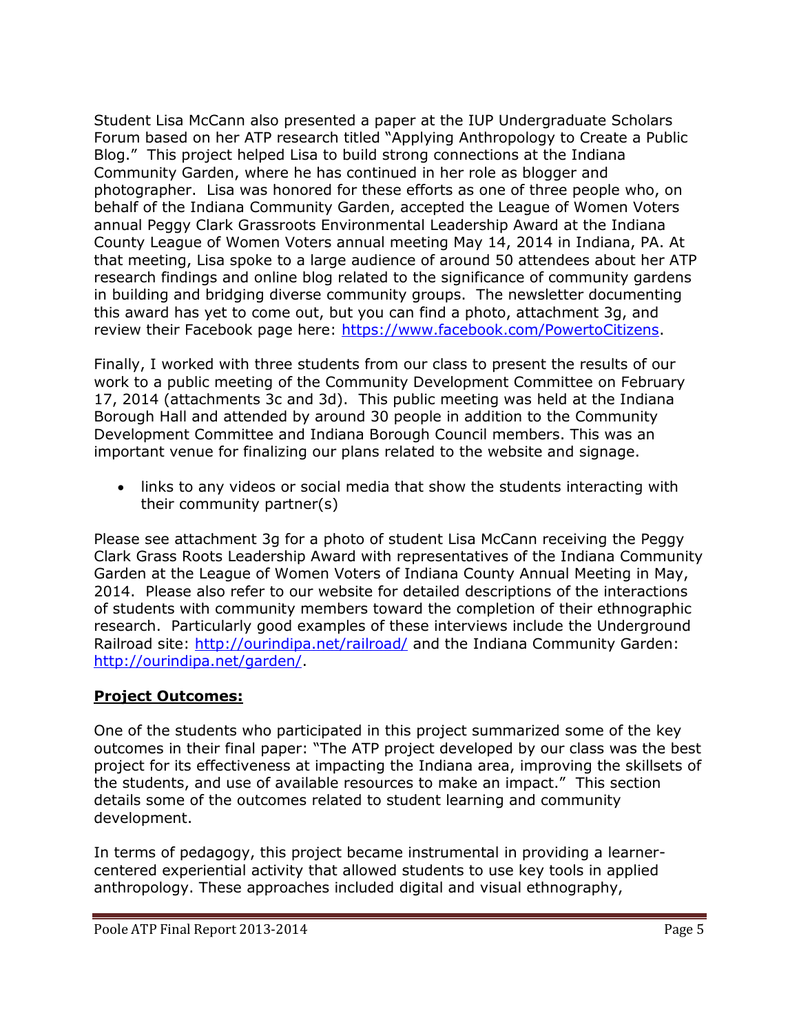Student Lisa McCann also presented a paper at the IUP Undergraduate Scholars Forum based on her ATP research titled "Applying Anthropology to Create a Public Blog." This project helped Lisa to build strong connections at the Indiana Community Garden, where he has continued in her role as blogger and photographer. Lisa was honored for these efforts as one of three people who, on behalf of the Indiana Community Garden, accepted the League of Women Voters annual Peggy Clark Grassroots Environmental Leadership Award at the Indiana County League of Women Voters annual meeting May 14, 2014 in Indiana, PA. At that meeting, Lisa spoke to a large audience of around 50 attendees about her ATP research findings and online blog related to the significance of community gardens in building and bridging diverse community groups. The newsletter documenting this award has yet to come out, but you can find a photo, attachment 3g, and review their Facebook page here: [https://www.facebook.com/PowertoCitizens](https://www.facebook.com/PowertoCitizens).

Finally, I worked with three students from our class to present the results of our work to a public meeting of the Community Development Committee on February 17, 2014 (attachments 3c and 3d). This public meeting was held at the Indiana Borough Hall and attended by around 30 people in addition to the Community Development Committee and Indiana Borough Council members. This was an important venue for finalizing our plans related to the website and signage.

- links to any videos or social media that show the students interacting with their community partner(s)

Please see attachment 3g for a photo of student Lisa McCann receiving the Peggy Clark Grass Roots Leadership Award with representatives of the Indiana Community Garden at the League of Women Voters of Indiana County Annual Meeting in May, 2014. Please also refer to our website for detailed descriptions of the interactions of students with community members toward the completion of their ethnographic research. Particularly good examples of these interviews include the Underground Railroad site: [http://ourindipa.net/railroad/](http://ourindipa.net/railroad/) and the Indiana Community Garden: [http://ourindipa.net/garden/](http://ourindipa.net/garden/).

## **Project Outcomes:**

One of the students who participated in this project summarized some of the key outcomes in their final paper: "The ATP project developed by our class was the best project for its effectiveness at impacting the Indiana area, improving the skillsets of the students, and use of available resources to make an impact." This section details some of the outcomes related to student learning and community development.

In terms of pedagogy, this project became instrumental in providing a learner-centered experiential activity that allowed students to use key tools in applied anthropology. These approaches included digital and visual ethnography,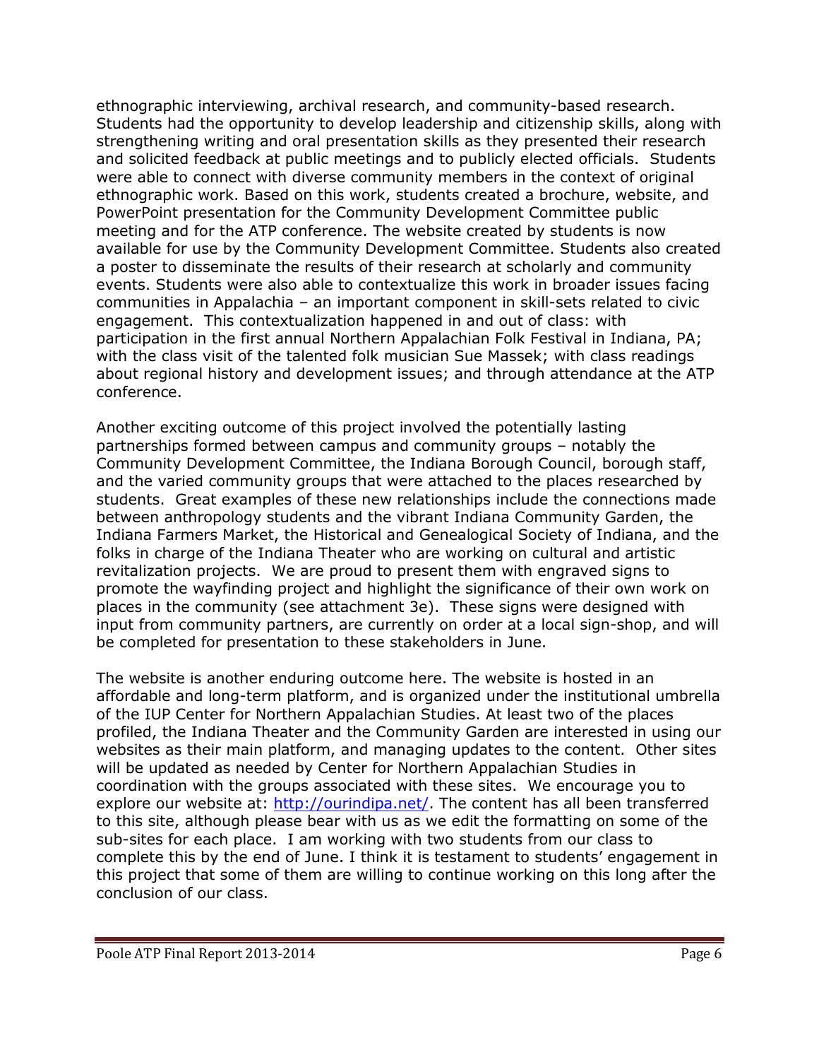ethnographic interviewing, archival research, and community-based research. Students had the opportunity to develop leadership and citizenship skills, along with strengthening writing and oral presentation skills as they presented their research and solicited feedback at public meetings and to publicly elected officials. Students were able to connect with diverse community members in the context of original ethnographic work. Based on this work, students created a brochure, website, and PowerPoint presentation for the Community Development Committee public meeting and for the ATP conference. The website created by students is now available for use by the Community Development Committee. Students also created a poster to disseminate the results of their research at scholarly and community events. Students were also able to contextualize this work in broader issues facing communities in Appalachia – an important component in skill-sets related to civic engagement. This contextualization happened in and out of class: with participation in the first annual Northern Appalachian Folk Festival in Indiana, PA; with the class visit of the talented folk musician Sue Massek; with class readings about regional history and development issues; and through attendance at the ATP conference.

Another exciting outcome of this project involved the potentially lasting partnerships formed between campus and community groups – notably the Community Development Committee, the Indiana Borough Council, borough staff, and the varied community groups that were attached to the places researched by students. Great examples of these new relationships include the connections made between anthropology students and the vibrant Indiana Community Garden, the Indiana Farmers Market, the Historical and Genealogical Society of Indiana, and the folks in charge of the Indiana Theater who are working on cultural and artistic revitalization projects. We are proud to present them with engraved signs to promote the wayfinding project and highlight the significance of their own work on places in the community (see attachment 3e). These signs were designed with input from community partners, are currently on order at a local sign-shop, and will be completed for presentation to these stakeholders in June.

The website is another enduring outcome here. The website is hosted in an affordable and long-term platform, and is organized under the institutional umbrella of the IUP Center for Northern Appalachian Studies. At least two of the places profiled, the Indiana Theater and the Community Garden are interested in using our websites as their main platform, and managing updates to the content. Other sites will be updated as needed by Center for Northern Appalachian Studies in coordination with the groups associated with these sites. We encourage you to explore our website at: [http://ourindipa.net/](http://ourindipa.net/). The content has all been transferred to this site, although please bear with us as we edit the formatting on some of the sub-sites for each place. I am working with two students from our class to complete this by the end of June. I think it is testament to students' engagement in this project that some of them are willing to continue working on this long after the conclusion of our class.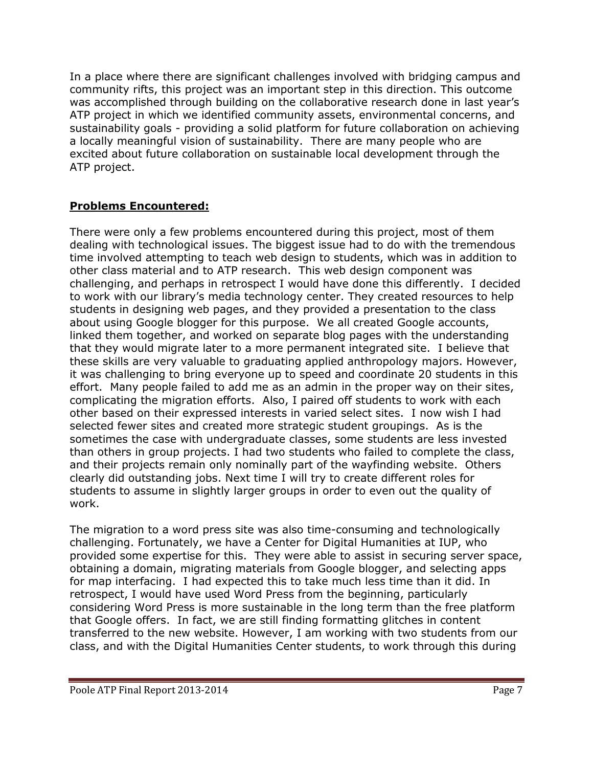In a place where there are significant challenges involved with bridging campus and community rifts, this project was an important step in this direction. This outcome was accomplished through building on the collaborative research done in last year's ATP project in which we identified community assets, environmental concerns, and sustainability goals - providing a solid platform for future collaboration on achieving a locally meaningful vision of sustainability. There are many people who are excited about future collaboration on sustainable local development through the ATP project.

## **Problems Encountered:**

There were only a few problems encountered during this project, most of them dealing with technological issues. The biggest issue had to do with the tremendous time involved attempting to teach web design to students, which was in addition to other class material and to ATP research. This web design component was challenging, and perhaps in retrospect I would have done this differently. I decided to work with our library's media technology center. They created resources to help students in designing web pages, and they provided a presentation to the class about using Google blogger for this purpose. We all created Google accounts, linked them together, and worked on separate blog pages with the understanding that they would migrate later to a more permanent integrated site. I believe that these skills are very valuable to graduating applied anthropology majors. However, it was challenging to bring everyone up to speed and coordinate 20 students in this effort. Many people failed to add me as an admin in the proper way on their sites, complicating the migration efforts. Also, I paired off students to work with each other based on their expressed interests in varied select sites. I now wish I had selected fewer sites and created more strategic student groupings. As is the sometimes the case with undergraduate classes, some students are less invested than others in group projects. I had two students who failed to complete the class, and their projects remain only nominally part of the wayfinding website. Others clearly did outstanding jobs. Next time I will try to create different roles for students to assume in slightly larger groups in order to even out the quality of work.

The migration to a word press site was also time-consuming and technologically challenging. Fortunately, we have a Center for Digital Humanities at IUP, who provided some expertise for this. They were able to assist in securing server space, obtaining a domain, migrating materials from Google blogger, and selecting apps for map interfacing. I had expected this to take much less time than it did. In retrospect, I would have used Word Press from the beginning, particularly considering Word Press is more sustainable in the long term than the free platform that Google offers. In fact, we are still finding formatting glitches in content transferred to the new website. However, I am working with two students from our class, and with the Digital Humanities Center students, to work through this during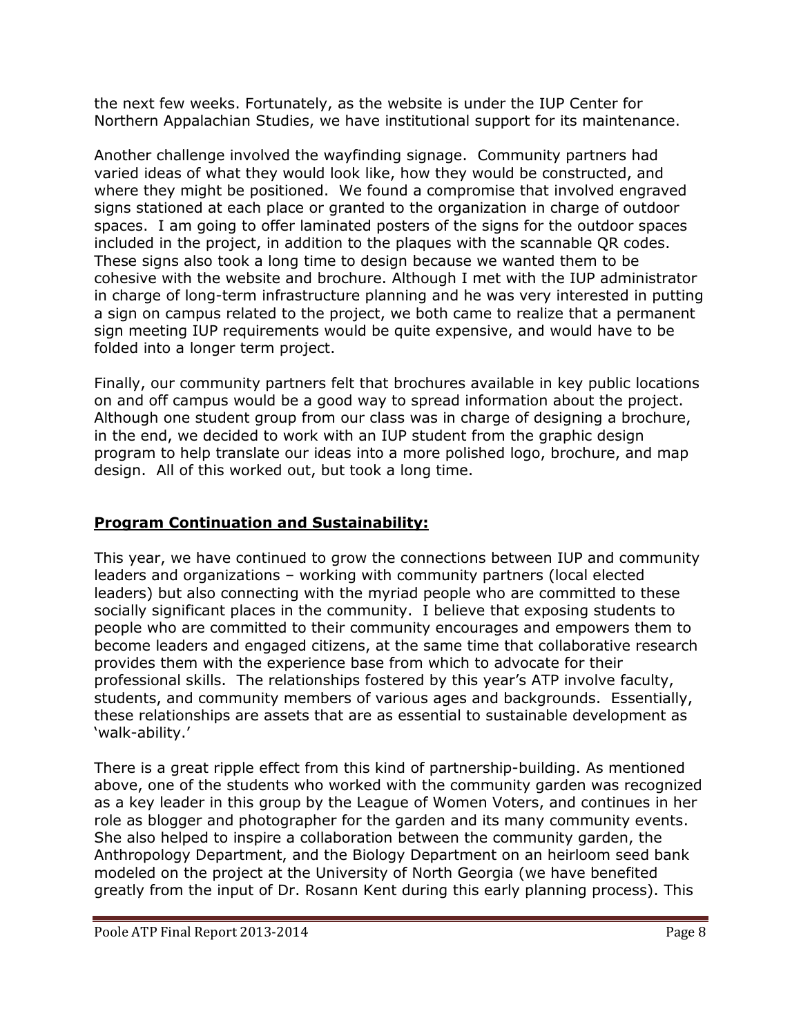the next few weeks. Fortunately, as the website is under the IUP Center for Northern Appalachian Studies, we have institutional support for its maintenance.

Another challenge involved the wayfinding signage. Community partners had varied ideas of what they would look like, how they would be constructed, and where they might be positioned. We found a compromise that involved engraved signs stationed at each place or granted to the organization in charge of outdoor spaces. I am going to offer laminated posters of the signs for the outdoor spaces included in the project, in addition to the plaques with the scannable QR codes. These signs also took a long time to design because we wanted them to be cohesive with the website and brochure. Although I met with the IUP administrator in charge of long-term infrastructure planning and he was very interested in putting a sign on campus related to the project, we both came to realize that a permanent sign meeting IUP requirements would be quite expensive, and would have to be folded into a longer term project.

Finally, our community partners felt that brochures available in key public locations on and off campus would be a good way to spread information about the project. Although one student group from our class was in charge of designing a brochure, in the end, we decided to work with an IUP student from the graphic design program to help translate our ideas into a more polished logo, brochure, and map design. All of this worked out, but took a long time.

## Program Continuation and Sustainability:

This year, we have continued to grow the connections between IUP and community leaders and organizations – working with community partners (local elected leaders) but also connecting with the myriad people who are committed to these socially significant places in the community. I believe that exposing students to people who are committed to their community encourages and empowers them to become leaders and engaged citizens, at the same time that collaborative research provides them with the experience base from which to advocate for their professional skills. The relationships fostered by this year's ATP involve faculty, students, and community members of various ages and backgrounds. Essentially, these relationships are assets that are as essential to sustainable development as 'walk-ability.'

There is a great ripple effect from this kind of partnership-building. As mentioned above, one of the students who worked with the community garden was recognized as a key leader in this group by the League of Women Voters, and continues in her role as blogger and photographer for the garden and its many community events. She also helped to inspire a collaboration between the community garden, the Anthropology Department, and the Biology Department on an heirloom seed bank modeled on the project at the University of North Georgia (we have benefited greatly from the input of Dr. Rosann Kent during this early planning process). This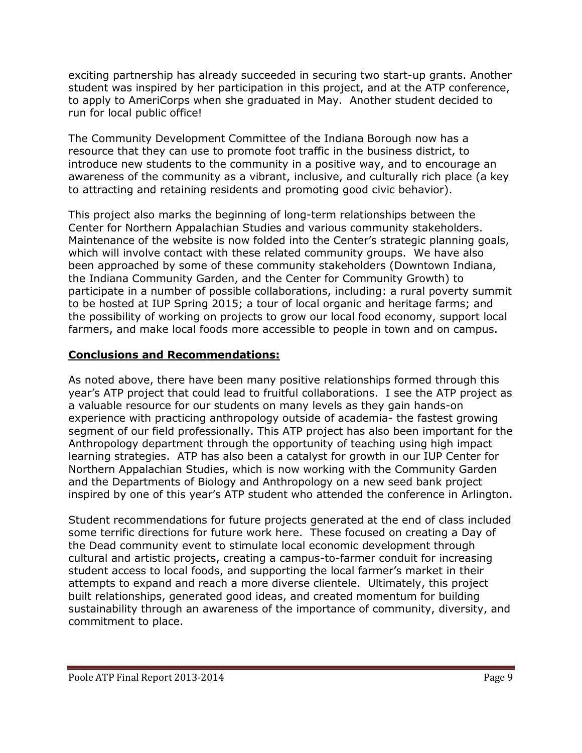exciting partnership has already succeeded in securing two start-up grants. Another student was inspired by her participation in this project, and at the ATP conference, to apply to AmeriCorps when she graduated in May. Another student decided to run for local public office!

The Community Development Committee of the Indiana Borough now has a resource that they can use to promote foot traffic in the business district, to introduce new students to the community in a positive way, and to encourage an awareness of the community as a vibrant, inclusive, and culturally rich place (a key to attracting and retaining residents and promoting good civic behavior).

This project also marks the beginning of long-term relationships between the Center for Northern Appalachian Studies and various community stakeholders. Maintenance of the website is now folded into the Center's strategic planning goals, which will involve contact with these related community groups. We have also been approached by some of these community stakeholders (Downtown Indiana, the Indiana Community Garden, and the Center for Community Growth) to participate in a number of possible collaborations, including: a rural poverty summit to be hosted at IUP Spring 2015; a tour of local organic and heritage farms; and the possibility of working on projects to grow our local food economy, support local farmers, and make local foods more accessible to people in town and on campus.

## Conclusions and Recommendations:

As noted above, there have been many positive relationships formed through this year's ATP project that could lead to fruitful collaborations. I see the ATP project as a valuable resource for our students on many levels as they gain hands-on experience with practicing anthropology outside of academia- the fastest growing segment of our field professionally. This ATP project has also been important for the Anthropology department through the opportunity of teaching using high impact learning strategies. ATP has also been a catalyst for growth in our IUP Center for Northern Appalachian Studies, which is now working with the Community Garden and the Departments of Biology and Anthropology on a new seed bank project inspired by one of this year's ATP student who attended the conference in Arlington.

Student recommendations for future projects generated at the end of class included some terrific directions for future work here. These focused on creating a Day of the Dead community event to stimulate local economic development through cultural and artistic projects, creating a campus-to-farmer conduit for increasing student access to local foods, and supporting the local farmer's market in their attempts to expand and reach a more diverse clientele. Ultimately, this project built relationships, generated good ideas, and created momentum for building sustainability through an awareness of the importance of community, diversity, and commitment to place.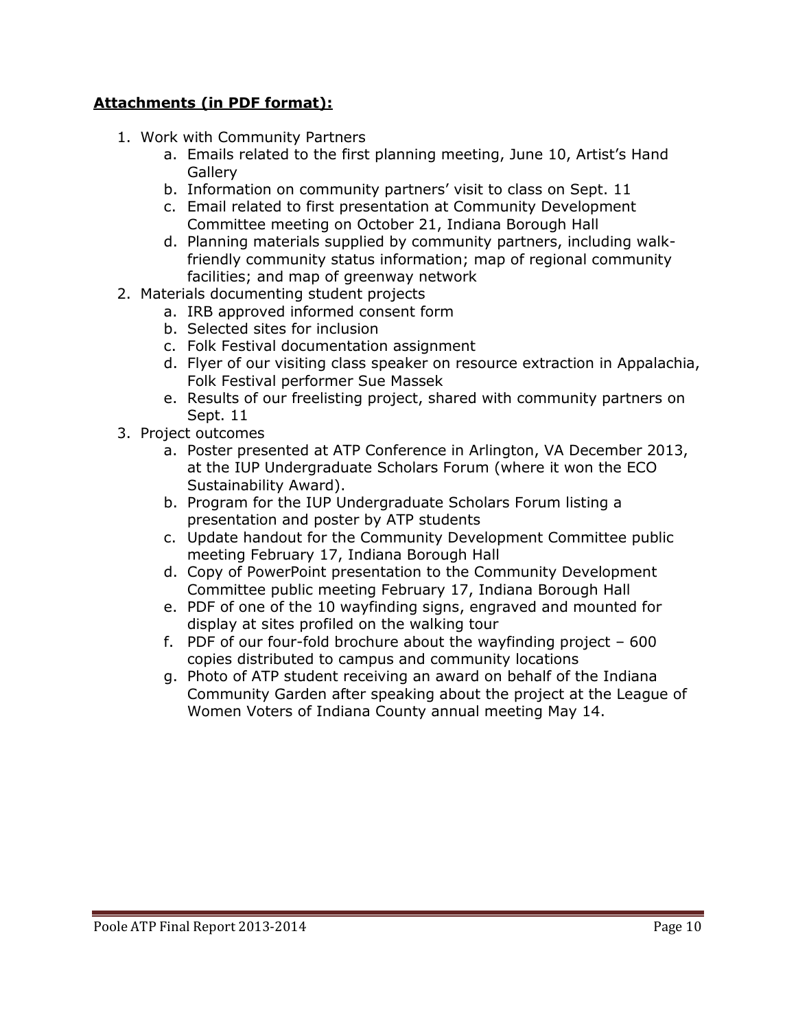**Attachments (in PDF format):**

1. Work with Community Partners
   a. Emails related to the first planning meeting, June 10, Artist's Hand Gallery
   b. Information on community partners' visit to class on Sept. 11
   c. Email related to first presentation at Community Development Committee meeting on October 21, Indiana Borough Hall
   d. Planning materials supplied by community partners, including walk-friendly community status information; map of regional community facilities; and map of greenway network
2. Materials documenting student projects
   a. IRB approved informed consent form
   b. Selected sites for inclusion
   c. Folk Festival documentation assignment
   d. Flyer of our visiting class speaker on resource extraction in Appalachia, Folk Festival performer Sue Massek
   e. Results of our freelisting project, shared with community partners on Sept. 11
3. Project outcomes
   a. Poster presented at ATP Conference in Arlington, VA December 2013, at the IUP Undergraduate Scholars Forum (where it won the ECO Sustainability Award).
   b. Program for the IUP Undergraduate Scholars Forum listing a presentation and poster by ATP students
   c. Update handout for the Community Development Committee public meeting February 17, Indiana Borough Hall
   d. Copy of PowerPoint presentation to the Community Development Committee public meeting February 17, Indiana Borough Hall
   e. PDF of one of the 10 wayfinding signs, engraved and mounted for display at sites profiled on the walking tour
   f. PDF of our four-fold brochure about the wayfinding project – 600 copies distributed to campus and community locations
   g. Photo of ATP student receiving an award on behalf of the Indiana Community Garden after speaking about the project at the League of Women Voters of Indiana County annual meeting May 14.